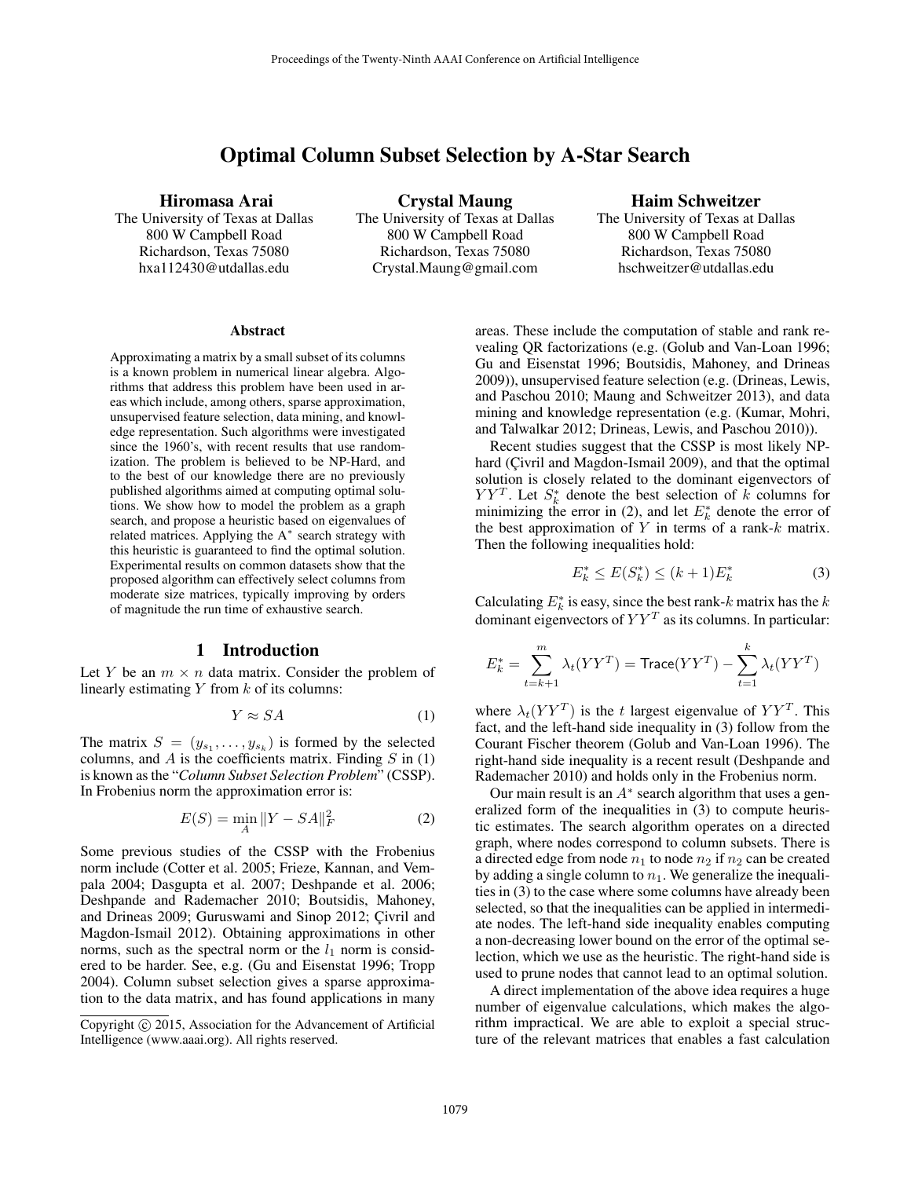# Optimal Column Subset Selection by A-Star Search

**Hiromasa Arai**
The University of Texas at Dallas
800 W Campbell Road
Richardson, Texas 75080
hxa112430@utdallas.edu

**Crystal Maung**
The University of Texas at Dallas
800 W Campbell Road
Richardson, Texas 75080
Crystal.Maung@gmail.com

**Haim Schweitzer**
The University of Texas at Dallas
800 W Campbell Road
Richardson, Texas 75080
hschweitzer@utdallas.edu

### Abstract

Approximating a matrix by a small subset of its columns is a known problem in numerical linear algebra. Algorithms that address this problem have been used in areas which include, among others, sparse approximation, unsupervised feature selection, data mining, and knowledge representation. Such algorithms were investigated since the 1960's, with recent results that use randomization. The problem is believed to be NP-Hard, and to the best of our knowledge there are no previously published algorithms aimed at computing optimal solutions. We show how to model the problem as a graph search, and propose a heuristic based on eigenvalues of related matrices. Applying the A* search strategy with this heuristic is guaranteed to find the optimal solution. Experimental results on common datasets show that the proposed algorithm can effectively select columns from moderate size matrices, typically improving by orders of magnitude the run time of exhaustive search.

## 1 Introduction

Let $Y$ be an $m \times n$ data matrix. Consider the problem of linearly estimating $Y$ from $k$ of its columns:

$$Y \approx SA \tag{1}$$

The matrix $S = (y_{s_1}, \ldots, y_{s_k})$ is formed by the selected columns, and $A$ is the coefficients matrix. Finding $S$ in (1) is known as the "***Column Subset Selection Problem***" (CSSP). In Frobenius norm the approximation error is:

$$E(S) = \min_A \|Y - SA\|_F^2 \tag{2}$$

Some previous studies of the CSSP with the Frobenius norm include (Cotter et al. 2005; Frieze, Kannan, and Vempala 2004; Dasgupta et al. 2007; Deshpande et al. 2006; Deshpande and Rademacher 2010; Boutsidis, Mahoney, and Drineas 2009; Guruswami and Sinop 2012; Çivril and Magdon-Ismail 2012). Obtaining approximations in other norms, such as the spectral norm or the $l_1$ norm is considered to be harder. See, e.g. (Gu and Eisenstat 1996; Tropp 2004). Column subset selection gives a sparse approximation to the data matrix, and has found applications in many areas. These include the computation of stable and rank revealing QR factorizations (e.g. (Golub and Van-Loan 1996; Gu and Eisenstat 1996; Boutsidis, Mahoney, and Drineas 2009)), unsupervised feature selection (e.g. (Drineas, Lewis, and Paschou 2010; Maung and Schweitzer 2013), and data mining and knowledge representation (e.g. (Kumar, Mohri, and Talwalkar 2012; Drineas, Lewis, and Paschou 2010)).

Recent studies suggest that the CSSP is most likely NP-hard (Çivril and Magdon-Ismail 2009), and that the optimal solution is closely related to the dominant eigenvectors of $YY^T$. Let $S_k^*$ denote the best selection of $k$ columns for minimizing the error in (2), and let $E_k^*$ denote the error of the best approximation of $Y$ in terms of a rank-$k$ matrix. Then the following inequalities hold:

$$E_k^* \leq E(S_k^*) \leq (k+1)E_k^* \tag{3}$$

Calculating $E_k^*$ is easy, since the best rank-$k$ matrix has the $k$ dominant eigenvectors of $YY^T$ as its columns. In particular:

$$E_k^* = \sum_{t=k+1}^{m} \lambda_t(YY^T) = \mathsf{Trace}(YY^T) - \sum_{t=1}^{k} \lambda_t(YY^T)$$

where $\lambda_t(YY^T)$ is the $t$ largest eigenvalue of $YY^T$. This fact, and the left-hand side inequality in (3) follow from the Courant Fischer theorem (Golub and Van-Loan 1996). The right-hand side inequality is a recent result (Deshpande and Rademacher 2010) and holds only in the Frobenius norm.

Our main result is an $A^*$ search algorithm that uses a generalized form of the inequalities in (3) to compute heuristic estimates. The search algorithm operates on a directed graph, where nodes correspond to column subsets. There is a directed edge from node $n_1$ to node $n_2$ if $n_2$ can be created by adding a single column to $n_1$. We generalize the inequalities in (3) to the case where some columns have already been selected, so that the inequalities can be applied in intermediate nodes. The left-hand side inequality enables computing a non-decreasing lower bound on the error of the optimal selection, which we use as the heuristic. The right-hand side is used to prune nodes that cannot lead to an optimal solution.

A direct implementation of the above idea requires a huge number of eigenvalue calculations, which makes the algorithm impractical. We are able to exploit a special structure of the relevant matrices that enables a fast calculation

Copyright © 2015, Association for the Advancement of Artificial Intelligence (www.aaai.org). All rights reserved.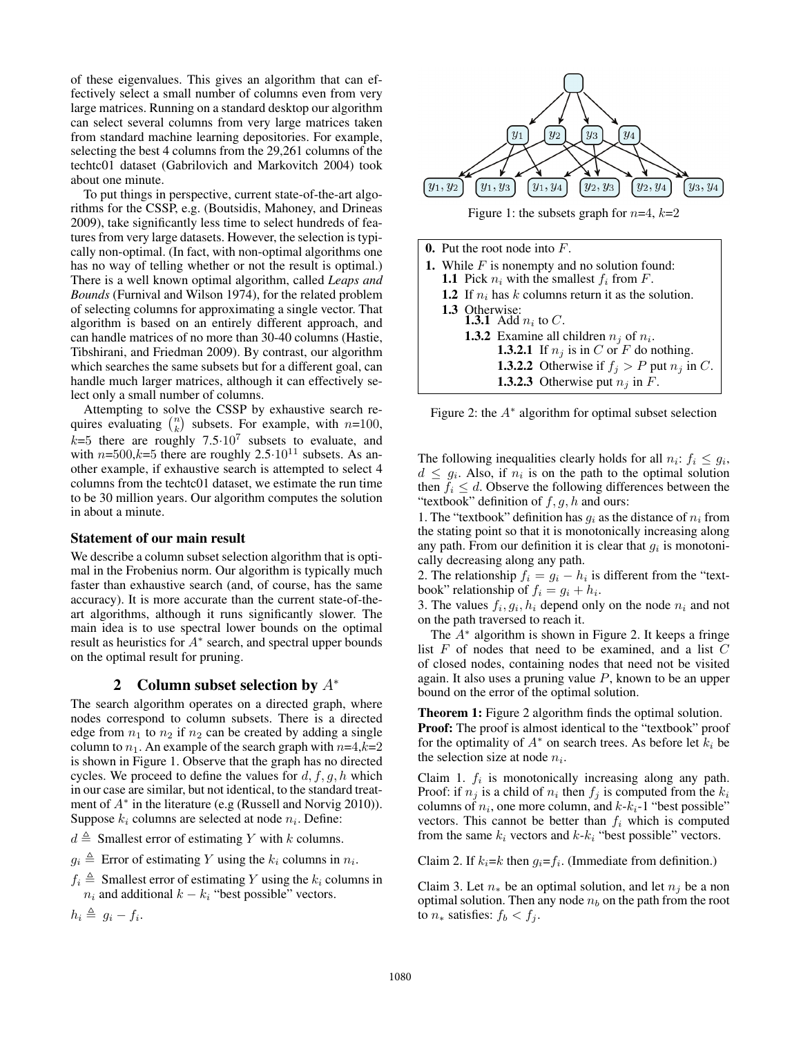of these eigenvalues. This gives an algorithm that can effectively select a small number of columns even from very large matrices. Running on a standard desktop our algorithm can select several columns from very large matrices taken from standard machine learning depositories. For example, selecting the best 4 columns from the 29,261 columns of the techtc01 dataset (Gabrilovich and Markovitch 2004) took about one minute.

To put things in perspective, current state-of-the-art algorithms for the CSSP, e.g. (Boutsidis, Mahoney, and Drineas 2009), take significantly less time to select hundreds of features from very large datasets. However, the selection is typically non-optimal. (In fact, with non-optimal algorithms one has no way of telling whether or not the result is optimal.) There is a well known optimal algorithm, called *Leaps and Bounds* (Furnival and Wilson 1974), for the related problem of selecting columns for approximating a single vector. That algorithm is based on an entirely different approach, and can handle matrices of no more than 30-40 columns (Hastie, Tibshirani, and Friedman 2009). By contrast, our algorithm which searches the same subsets but for a different goal, can handle much larger matrices, although it can effectively select only a small number of columns.

Attempting to solve the CSSP by exhaustive search requires evaluating $\binom{n}{k}$ subsets. For example, with $n$=100, $k$=5 there are roughly $7.5{\cdot}10^7$ subsets to evaluate, and with $n$=500,$k$=5 there are roughly $2.5{\cdot}10^{11}$ subsets. As another example, if exhaustive search is attempted to select 4 columns from the techtc01 dataset, we estimate the run time to be 30 million years. Our algorithm computes the solution in about a minute.

### Statement of our main result

We describe a column subset selection algorithm that is optimal in the Frobenius norm. Our algorithm is typically much faster than exhaustive search (and, of course, has the same accuracy). It is more accurate than the current state-of-the-art algorithms, although it runs significantly slower. The main idea is to use spectral lower bounds on the optimal result as heuristics for $A^*$ search, and spectral upper bounds on the optimal result for pruning.

## 2 Column subset selection by $A^*$

The search algorithm operates on a directed graph, where nodes correspond to column subsets. There is a directed edge from $n_1$ to $n_2$ if $n_2$ can be created by adding a single column to $n_1$. An example of the search graph with $n$=4,$k$=2 is shown in Figure 1. Observe that the graph has no directed cycles. We proceed to define the values for $d, f, g, h$ which in our case are similar, but not identical, to the standard treatment of $A^*$ in the literature (e.g (Russell and Norvig 2010)). Suppose $k_i$ columns are selected at node $n_i$. Define:

$d \triangleq$ Smallest error of estimating $Y$ with $k$ columns.

$g_i \triangleq$ Error of estimating $Y$ using the $k_i$ columns in $n_i$.

$f_i \triangleq$ Smallest error of estimating $Y$ using the $k_i$ columns in $n_i$ and additional $k - k_i$ "best possible" vectors.

$h_i \triangleq g_i - f_i$.

Figure 1: the subsets graph for $n$=4, $k$=2

**0.** Put the root node into $F$.
**1.** While $F$ is nonempty and no solution found:
  **1.1** Pick $n_i$ with the smallest $f_i$ from $F$.
  **1.2** If $n_i$ has $k$ columns return it as the solution.
  **1.3** Otherwise:
    **1.3.1** Add $n_i$ to $C$.
    **1.3.2** Examine all children $n_j$ of $n_i$.
      **1.3.2.1** If $n_j$ is in $C$ or $F$ do nothing.
      **1.3.2.2** Otherwise if $f_j > P$ put $n_j$ in $C$.
      **1.3.2.3** Otherwise put $n_j$ in $F$.

Figure 2: the $A^*$ algorithm for optimal subset selection

The following inequalities clearly holds for all $n_i$: $f_i \leq g_i$, $d \leq g_i$. Also, if $n_i$ is on the path to the optimal solution then $f_i \leq d$. Observe the following differences between the "textbook" definition of $f, g, h$ and ours:

1. The "textbook" definition has $g_i$ as the distance of $n_i$ from the stating point so that it is monotonically increasing along any path. From our definition it is clear that $g_i$ is monotonically decreasing along any path.

2. The relationship $f_i = g_i - h_i$ is different from the "textbook" relationship of $f_i = g_i + h_i$.

3. The values $f_i, g_i, h_i$ depend only on the node $n_i$ and not on the path traversed to reach it.

The $A^*$ algorithm is shown in Figure 2. It keeps a fringe list $F$ of nodes that need to be examined, and a list $C$ of closed nodes, containing nodes that need not be visited again. It also uses a pruning value $P$, known to be an upper bound on the error of the optimal solution.

**Theorem 1:** Figure 2 algorithm finds the optimal solution.
**Proof:** The proof is almost identical to the "textbook" proof for the optimality of $A^*$ on search trees. As before let $k_i$ be the selection size at node $n_i$.

Claim 1. $f_i$ is monotonically increasing along any path. Proof: if $n_j$ is a child of $n_i$ then $f_j$ is computed from the $k_i$ columns of $n_i$, one more column, and $k$-$k_i$-1 "best possible" vectors. This cannot be better than $f_i$ which is computed from the same $k_i$ vectors and $k$-$k_i$ "best possible" vectors.

Claim 2. If $k_i$=$k$ then $g_i$=$f_i$. (Immediate from definition.)

Claim 3. Let $n_*$ be an optimal solution, and let $n_j$ be a non optimal solution. Then any node $n_b$ on the path from the root to $n_*$ satisfies: $f_b < f_j$.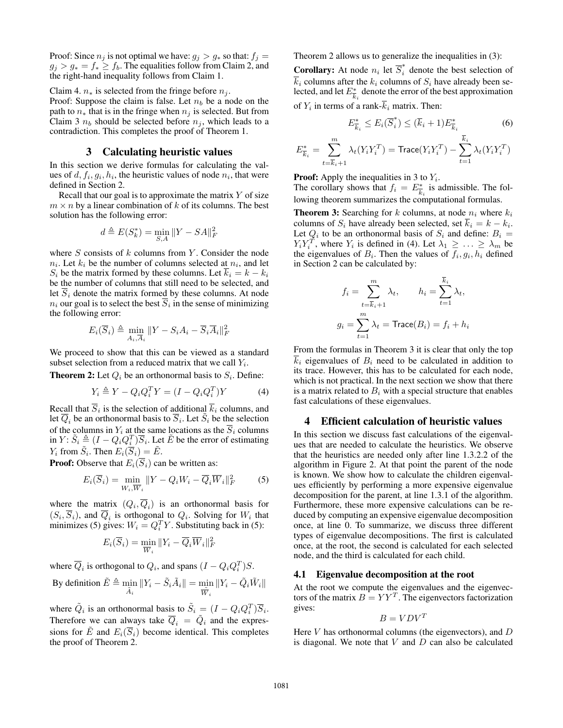Proof: Since $n_j$ is not optimal we have: $g_j > g_*$ so that: $f_j = g_j > g_* = f_* \geq f_b$. The equalities follow from Claim 2, and the right-hand inequality follows from Claim 1.

Claim 4. $n_*$ is selected from the fringe before $n_j$.
Proof: Suppose the claim is false. Let $n_b$ be a node on the path to $n_*$ that is in the fringe when $n_j$ is selected. But from Claim 3 $n_b$ should be selected before $n_j$, which leads to a contradiction. This completes the proof of Theorem 1.

## 3 Calculating heuristic values

In this section we derive formulas for calculating the values of $d, f_i, g_i, h_i$, the heuristic values of node $n_i$, that were defined in Section 2.

Recall that our goal is to approximate the matrix $Y$ of size $m \times n$ by a linear combination of $k$ of its columns. The best solution has the following error:

$$d \triangleq E(S_k^*) = \min_{S,A} \|Y - SA\|_F^2$$

where $S$ consists of $k$ columns from $Y$. Consider the node $n_i$. Let $k_i$ be the number of columns selected at $n_i$, and let $S_i$ be the matrix formed by these columns. Let $\overline{k}_i = k - k_i$ be the number of columns that still need to be selected, and let $\overline{S}_i$ denote the matrix formed by these columns. At node $n_i$ our goal is to select the best $\overline{S}_i$ in the sense of minimizing the following error:

$$E_i(\overline{S}_i) \triangleq \min_{A_i, \overline{A}_i} \|Y - S_i A_i - \overline{S}_i \overline{A}_i\|_F^2$$

We proceed to show that this can be viewed as a standard subset selection from a reduced matrix that we call $Y_i$.

**Theorem 2:** Let $Q_i$ be an orthonormal basis to $S_i$. Define:

$$Y_i \triangleq Y - Q_i Q_i^T Y = (I - Q_i Q_i^T) Y \tag{4}$$

Recall that $\overline{S}_i$ is the selection of additional $\overline{k}_i$ columns, and let $\overline{Q}_i$ be an orthonormal basis to $\overline{S}_i$. Let $\tilde{S}_i$ be the selection of the columns in $Y_i$ at the same locations as the $\overline{S}_i$ columns in $Y$: $\tilde{S}_i \triangleq (I - Q_i Q_i^T)\overline{S}_i$. Let $\tilde{E}$ be the error of estimating $Y_i$ from $\tilde{S}_i$. Then $E_i(\overline{S}_i) = \tilde{E}$.

**Proof:** Observe that $E_i(\overline{S}_i)$ can be written as:

$$E_i(\overline{S}_i) = \min_{W_i, \overline{W}_i} \|Y - Q_i W_i - \overline{Q}_i \overline{W}_i\|_F^2 \tag{5}$$

where the matrix $(Q_i, \overline{Q}_i)$ is an orthonormal basis for $(S_i, \overline{S}_i)$, and $\overline{Q}_i$ is orthogonal to $Q_i$. Solving for $W_i$ that minimizes (5) gives: $W_i = Q_i^T Y$. Substituting back in (5):

$$E_i(\overline{S}_i) = \min_{\overline{W}_i} \|Y_i - \overline{Q}_i \overline{W}_i\|_F^2$$

where $\overline{Q}_i$ is orthogonal to $Q_i$, and spans $(I - Q_i Q_i^T)S$.

By definition $\tilde{E} \triangleq \min_{\tilde{A}_i} \|Y_i - \tilde{S}_i \tilde{A}_i\| = \min_{\tilde{W}_i} \|Y_i - \tilde{Q}_i \tilde{W}_i\|$

where $\tilde{Q}_i$ is an orthonormal basis to $\tilde{S}_i = (I - Q_i Q_i^T)\overline{S}_i$. Therefore we can always take $\overline{Q}_i = \tilde{Q}_i$ and the expressions for $\tilde{E}$ and $E_i(\overline{S}_i)$ become identical. This completes the proof of Theorem 2.

Theorem 2 allows us to generalize the inequalities in (3):

**Corollary:** At node $n_i$ let $\overline{S}_i^*$ denote the best selection of $\overline{k}_i$ columns after the $k_i$ columns of $S_i$ have already been selected, and let $E_{\overline{k}_i}^*$ denote the error of the best approximation of $Y_i$ in terms of a rank-$\overline{k}_i$ matrix. Then:

$$E_{\overline{k}_i}^* \leq E_i(\overline{S}_i^*) \leq (\overline{k}_i + 1) E_{\overline{k}_i}^* \tag{6}$$

$$E_{\overline{k}_i}^* = \sum_{t=\overline{k}_i+1}^{m} \lambda_t(Y_i Y_i^T) = \mathsf{Trace}(Y_i Y_i^T) - \sum_{t=1}^{\overline{k}_i} \lambda_t(Y_i Y_i^T)$$

**Proof:** Apply the inequalities in 3 to $Y_i$.
The corollary shows that $f_i = E_{\overline{k}_i}^*$ is admissible. The following theorem summarizes the computational formulas.

**Theorem 3:** Searching for $k$ columns, at node $n_i$ where $k_i$ columns of $S_i$ have already been selected, set $\overline{k}_i = k - k_i$. Let $Q_i$ to be an orthonormal basis of $S_i$ and define: $B_i = Y_i Y_i^T$, where $Y_i$ is defined in (4). Let $\lambda_1 \geq \ldots \geq \lambda_m$ be the eigenvalues of $B_i$. Then the values of $f_i, g_i, h_i$ defined in Section 2 can be calculated by:

$$f_i = \sum_{t=\overline{k}_i+1}^{m} \lambda_t, \qquad h_i = \sum_{t=1}^{\overline{k}_i} \lambda_t,$$

$$g_i = \sum_{t=1}^{m} \lambda_t = \mathsf{Trace}(B_i) = f_i + h_i$$

From the formulas in Theorem 3 it is clear that only the top $\overline{k}_i$ eigenvalues of $B_i$ need to be calculated in addition to its trace. However, this has to be calculated for each node, which is not practical. In the next section we show that there is a matrix related to $B_i$ with a special structure that enables fast calculations of these eigenvalues.

## 4 Efficient calculation of heuristic values

In this section we discuss fast calculations of the eigenvalues that are needed to calculate the heuristics. We observe that the heuristics are needed only after line 1.3.2.2 of the algorithm in Figure 2. At that point the parent of the node is known. We show how to calculate the children eigenvalues efficiently by performing a more expensive eigenvalue decomposition for the parent, at line 1.3.1 of the algorithm. Furthermore, these more expensive calculations can be reduced by computing an expensive eigenvalue decomposition once, at line 0. To summarize, we discuss three different types of eigenvalue decompositions. The first is calculated once, at the root, the second is calculated for each selected node, and the third is calculated for each child.

### 4.1 Eigenvalue decomposition at the root

At the root we compute the eigenvalues and the eigenvectors of the matrix $B = YY^T$. The eigenvectors factorization gives:

$$B = VDV^T$$

Here $V$ has orthonormal columns (the eigenvectors), and $D$ is diagonal. We note that $V$ and $D$ can also be calculated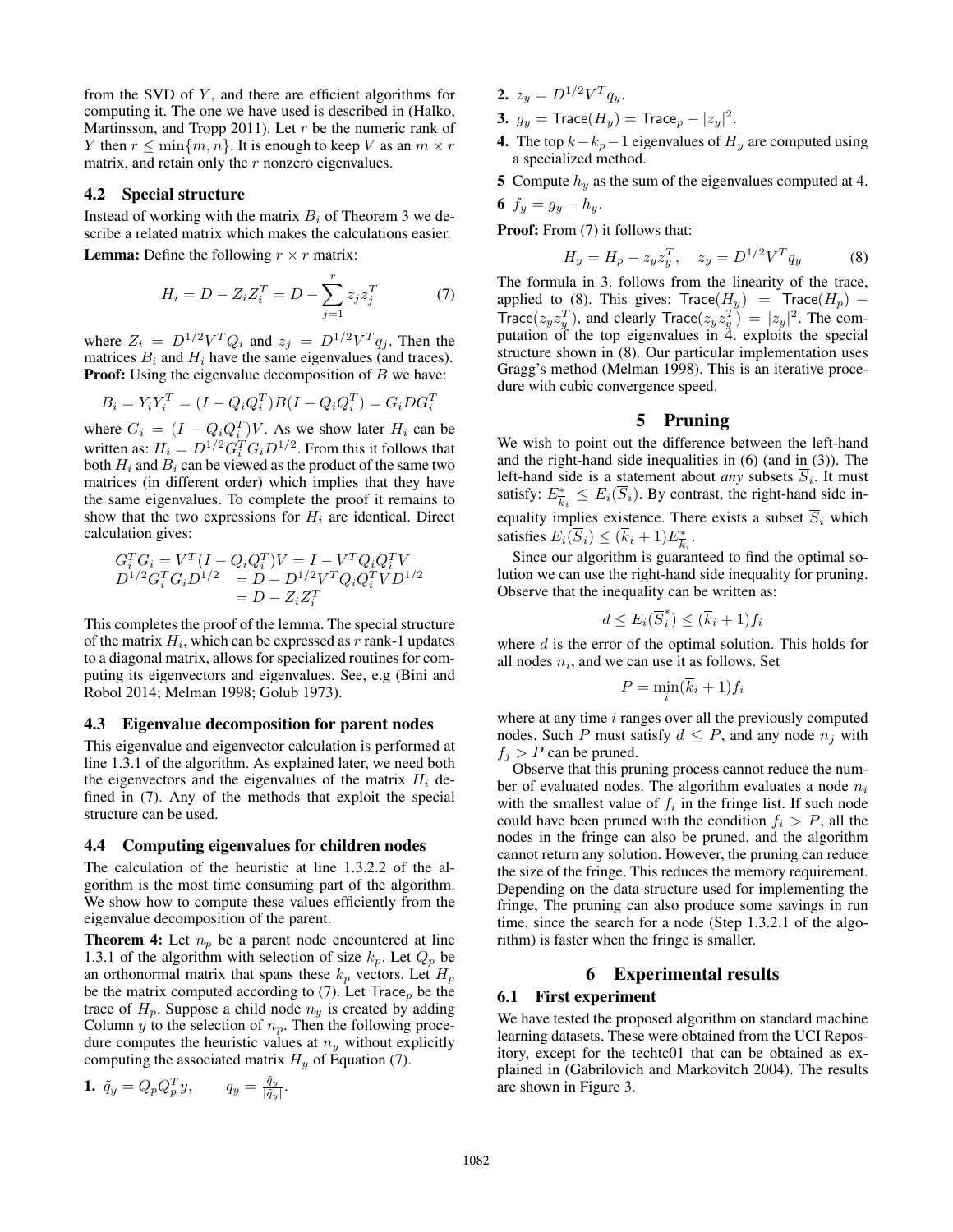from the SVD of $Y$, and there are efficient algorithms for computing it. The one we have used is described in (Halko, Martinsson, and Tropp 2011). Let $r$ be the numeric rank of $Y$ then $r \leq \min\{m, n\}$. It is enough to keep $V$ as an $m \times r$ matrix, and retain only the $r$ nonzero eigenvalues.

### 4.2 Special structure

Instead of working with the matrix $B_i$ of Theorem 3 we describe a related matrix which makes the calculations easier.

**Lemma:** Define the following $r \times r$ matrix:

$$H_i = D - Z_i Z_i^T = D - \sum_{j=1}^{r} z_j z_j^T \tag{7}$$

where $Z_i = D^{1/2} V^T Q_i$ and $z_j = D^{1/2} V^T q_j$. Then the matrices $B_i$ and $H_i$ have the same eigenvalues (and traces).

**Proof:** Using the eigenvalue decomposition of $B$ we have:

$$B_i = Y_i Y_i^T = (I - Q_i Q_i^T) B (I - Q_i Q_i^T) = G_i D G_i^T$$

where $G_i = (I - Q_i Q_i^T)V$. As we show later $H_i$ can be written as: $H_i = D^{1/2} G_i^T G_i D^{1/2}$. From this it follows that both $H_i$ and $B_i$ can be viewed as the product of the same two matrices (in different order) which implies that they have the same eigenvalues. To complete the proof it remains to show that the two expressions for $H_i$ are identical. Direct calculation gives:

$$\begin{aligned} G_i^T G_i &= V^T (I - Q_i Q_i^T) V = I - V^T Q_i Q_i^T V \\ D^{1/2} G_i^T G_i D^{1/2} &= D - D^{1/2} V^T Q_i Q_i^T V D^{1/2} \\ &= D - Z_i Z_i^T \end{aligned}$$

This completes the proof of the lemma. The special structure of the matrix $H_i$, which can be expressed as $r$ rank-1 updates to a diagonal matrix, allows for specialized routines for computing its eigenvectors and eigenvalues. See, e.g (Bini and Robol 2014; Melman 1998; Golub 1973).

### 4.3 Eigenvalue decomposition for parent nodes

This eigenvalue and eigenvector calculation is performed at line 1.3.1 of the algorithm. As explained later, we need both the eigenvectors and the eigenvalues of the matrix $H_i$ defined in (7). Any of the methods that exploit the special structure can be used.

### 4.4 Computing eigenvalues for children nodes

The calculation of the heuristic at line 1.3.2.2 of the algorithm is the most time consuming part of the algorithm. We show how to compute these values efficiently from the eigenvalue decomposition of the parent.

**Theorem 4:** Let $n_p$ be a parent node encountered at line 1.3.1 of the algorithm with selection of size $k_p$. Let $Q_p$ be an orthonormal matrix that spans these $k_p$ vectors. Let $H_p$ be the matrix computed according to (7). Let $\mathsf{Trace}_p$ be the trace of $H_p$. Suppose a child node $n_y$ is created by adding Column $y$ to the selection of $n_p$. Then the following procedure computes the heuristic values at $n_y$ without explicitly computing the associated matrix $H_y$ of Equation (7).

**1.** $\tilde{q}_y = Q_p Q_p^T y, \qquad q_y = \frac{\tilde{q}_y}{|\tilde{q}_y|}$.

**2.** $z_y = D^{1/2} V^T q_y$.

**3.** $g_y = \mathsf{Trace}(H_y) = \mathsf{Trace}_p - |z_y|^2$.

**4.** The top $k - k_p - 1$ eigenvalues of $H_y$ are computed using a specialized method.

**5** Compute $h_y$ as the sum of the eigenvalues computed at 4.

**6** $f_y = g_y - h_y$.

**Proof:** From (7) it follows that:

$$H_y = H_p - z_y z_y^T, \quad z_y = D^{1/2} V^T q_y \tag{8}$$

The formula in 3. follows from the linearity of the trace, applied to (8). This gives: $\mathsf{Trace}(H_y) = \mathsf{Trace}(H_p) - \mathsf{Trace}(z_y z_y^T)$, and clearly $\mathsf{Trace}(z_y z_y^T) = |z_y|^2$. The computation of the top eigenvalues in 4. exploits the special structure shown in (8). Our particular implementation uses Gragg's method (Melman 1998). This is an iterative procedure with cubic convergence speed.

## 5 Pruning

We wish to point out the difference between the left-hand and the right-hand side inequalities in (6) (and in (3)). The left-hand side is a statement about *any* subsets $\overline{S}_i$. It must satisfy: $E^*_{\overline{k}_i} \leq E_i(\overline{S}_i)$. By contrast, the right-hand side inequality implies existence. There exists a subset $\overline{S}_i$ which satisfies $E_i(\overline{S}_i) \leq (\overline{k}_i + 1) E^*_{\overline{k}_i}$.

Since our algorithm is guaranteed to find the optimal solution we can use the right-hand side inequality for pruning. Observe that the inequality can be written as:

$$d \leq E_i(\overline{S}_i^*) \leq (\overline{k}_i + 1) f_i$$

where $d$ is the error of the optimal solution. This holds for all nodes $n_i$, and we can use it as follows. Set

$$P = \min_i (\overline{k}_i + 1) f_i$$

where at any time $i$ ranges over all the previously computed nodes. Such $P$ must satisfy $d \leq P$, and any node $n_j$ with $f_j > P$ can be pruned.

Observe that this pruning process cannot reduce the number of evaluated nodes. The algorithm evaluates a node $n_i$ with the smallest value of $f_i$ in the fringe list. If such node could have been pruned with the condition $f_i > P$, all the nodes in the fringe can also be pruned, and the algorithm cannot return any solution. However, the pruning can reduce the size of the fringe. This reduces the memory requirement. Depending on the data structure used for implementing the fringe, The pruning can also produce some savings in run time, since the search for a node (Step 1.3.2.1 of the algorithm) is faster when the fringe is smaller.

## 6 Experimental results

### 6.1 First experiment

We have tested the proposed algorithm on standard machine learning datasets. These were obtained from the UCI Repository, except for the techtc01 that can be obtained as explained in (Gabrilovich and Markovitch 2004). The results are shown in Figure 3.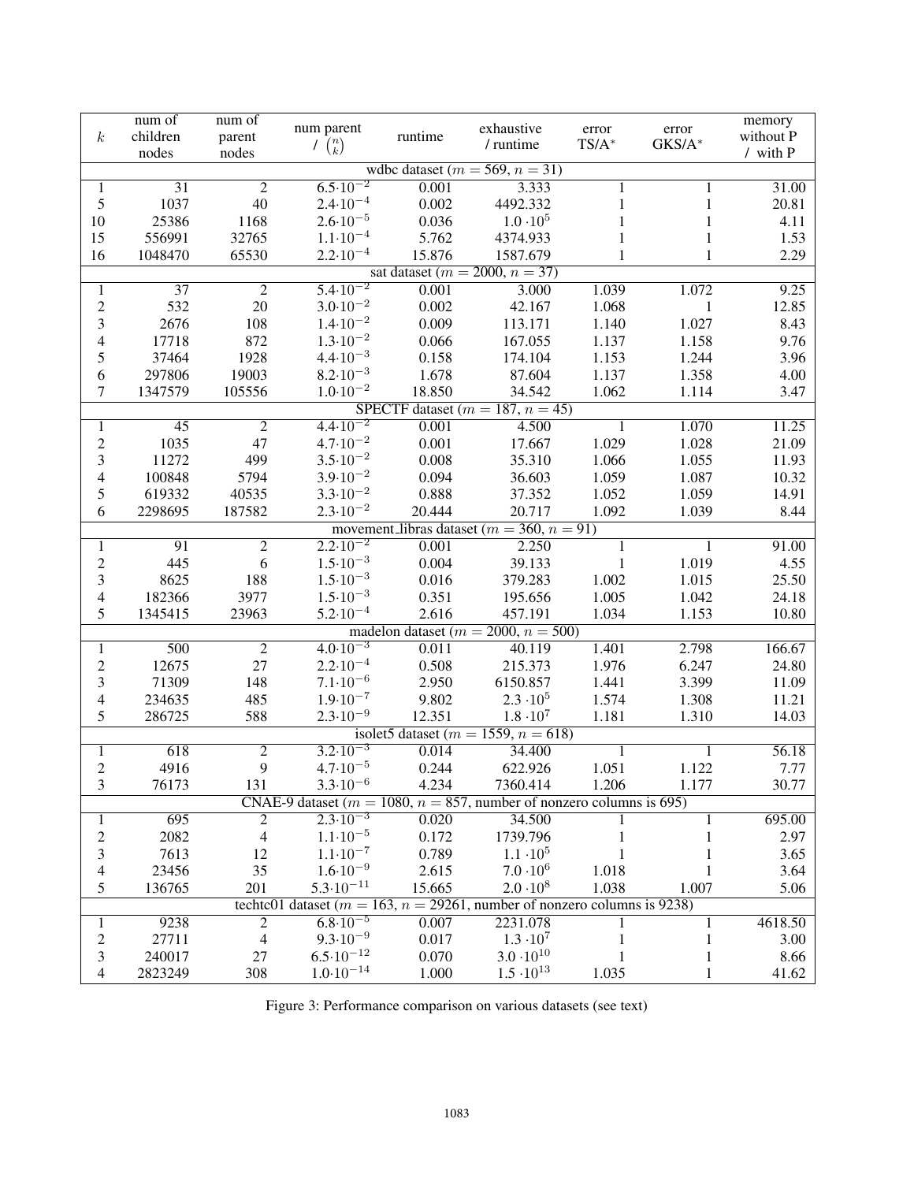| $k$ | num of children nodes | num of parent nodes | num parent / $\binom{n}{k}$ | runtime | exhaustive / runtime | error TS/A* | error GKS/A* | memory without P / with P |
|---|---|---|---|---|---|---|---|---|
| wdbc dataset ($m = 569$, $n = 31$) | | | | | | | | |
| 1 | 31 | 2 | $6.5{\cdot}10^{-2}$ | 0.001 | 3.333 | 1 | 1 | 31.00 |
| 5 | 1037 | 40 | $2.4{\cdot}10^{-4}$ | 0.002 | 4492.332 | 1 | 1 | 20.81 |
| 10 | 25386 | 1168 | $2.6{\cdot}10^{-5}$ | 0.036 | $1.0 \cdot 10^{5}$ | 1 | 1 | 4.11 |
| 15 | 556991 | 32765 | $1.1{\cdot}10^{-4}$ | 5.762 | 4374.933 | 1 | 1 | 1.53 |
| 16 | 1048470 | 65530 | $2.2{\cdot}10^{-4}$ | 15.876 | 1587.679 | 1 | 1 | 2.29 |
| sat dataset ($m = 2000$, $n = 37$) | | | | | | | | |
| 1 | 37 | 2 | $5.4{\cdot}10^{-2}$ | 0.001 | 3.000 | 1.039 | 1.072 | 9.25 |
| 2 | 532 | 20 | $3.0{\cdot}10^{-2}$ | 0.002 | 42.167 | 1.068 | 1 | 12.85 |
| 3 | 2676 | 108 | $1.4{\cdot}10^{-2}$ | 0.009 | 113.171 | 1.140 | 1.027 | 8.43 |
| 4 | 17718 | 872 | $1.3{\cdot}10^{-2}$ | 0.066 | 167.055 | 1.137 | 1.158 | 9.76 |
| 5 | 37464 | 1928 | $4.4{\cdot}10^{-3}$ | 0.158 | 174.104 | 1.153 | 1.244 | 3.96 |
| 6 | 297806 | 19003 | $8.2{\cdot}10^{-3}$ | 1.678 | 87.604 | 1.137 | 1.358 | 4.00 |
| 7 | 1347579 | 105556 | $1.0{\cdot}10^{-2}$ | 18.850 | 34.542 | 1.062 | 1.114 | 3.47 |
| SPECTF dataset ($m = 187$, $n = 45$) | | | | | | | | |
| 1 | 45 | 2 | $4.4{\cdot}10^{-2}$ | 0.001 | 4.500 | 1 | 1.070 | 11.25 |
| 2 | 1035 | 47 | $4.7{\cdot}10^{-2}$ | 0.001 | 17.667 | 1.029 | 1.028 | 21.09 |
| 3 | 11272 | 499 | $3.5{\cdot}10^{-2}$ | 0.008 | 35.310 | 1.066 | 1.055 | 11.93 |
| 4 | 100848 | 5794 | $3.9{\cdot}10^{-2}$ | 0.094 | 36.603 | 1.059 | 1.087 | 10.32 |
| 5 | 619332 | 40535 | $3.3{\cdot}10^{-2}$ | 0.888 | 37.352 | 1.052 | 1.059 | 14.91 |
| 6 | 2298695 | 187582 | $2.3{\cdot}10^{-2}$ | 20.444 | 20.717 | 1.092 | 1.039 | 8.44 |
| movement_libras dataset ($m = 360$, $n = 91$) | | | | | | | | |
| 1 | 91 | 2 | $2.2{\cdot}10^{-2}$ | 0.001 | 2.250 | 1 | 1 | 91.00 |
| 2 | 445 | 6 | $1.5{\cdot}10^{-3}$ | 0.004 | 39.133 | 1 | 1.019 | 4.55 |
| 3 | 8625 | 188 | $1.5{\cdot}10^{-3}$ | 0.016 | 379.283 | 1.002 | 1.015 | 25.50 |
| 4 | 182366 | 3977 | $1.5{\cdot}10^{-3}$ | 0.351 | 195.656 | 1.005 | 1.042 | 24.18 |
| 5 | 1345415 | 23963 | $5.2{\cdot}10^{-4}$ | 2.616 | 457.191 | 1.034 | 1.153 | 10.80 |
| madelon dataset ($m = 2000$, $n = 500$) | | | | | | | | |
| 1 | 500 | 2 | $4.0{\cdot}10^{-3}$ | 0.011 | 40.119 | 1.401 | 2.798 | 166.67 |
| 2 | 12675 | 27 | $2.2{\cdot}10^{-4}$ | 0.508 | 215.373 | 1.976 | 6.247 | 24.80 |
| 3 | 71309 | 148 | $7.1{\cdot}10^{-6}$ | 2.950 | 6150.857 | 1.441 | 3.399 | 11.09 |
| 4 | 234635 | 485 | $1.9{\cdot}10^{-7}$ | 9.802 | $2.3 \cdot 10^{5}$ | 1.574 | 1.308 | 11.21 |
| 5 | 286725 | 588 | $2.3{\cdot}10^{-9}$ | 12.351 | $1.8 \cdot 10^{7}$ | 1.181 | 1.310 | 14.03 |
| isolet5 dataset ($m = 1559$, $n = 618$) | | | | | | | | |
| 1 | 618 | 2 | $3.2{\cdot}10^{-3}$ | 0.014 | 34.400 | 1 | 1 | 56.18 |
| 2 | 4916 | 9 | $4.7{\cdot}10^{-5}$ | 0.244 | 622.926 | 1.051 | 1.122 | 7.77 |
| 3 | 76173 | 131 | $3.3{\cdot}10^{-6}$ | 4.234 | 7360.414 | 1.206 | 1.177 | 30.77 |
| CNAE-9 dataset ($m = 1080$, $n = 857$, number of nonzero columns is 695) | | | | | | | | |
| 1 | 695 | 2 | $2.3{\cdot}10^{-3}$ | 0.020 | 34.500 | 1 | 1 | 695.00 |
| 2 | 2082 | 4 | $1.1{\cdot}10^{-5}$ | 0.172 | 1739.796 | 1 | 1 | 2.97 |
| 3 | 7613 | 12 | $1.1{\cdot}10^{-7}$ | 0.789 | $1.1 \cdot 10^{5}$ | 1 | 1 | 3.65 |
| 4 | 23456 | 35 | $1.6{\cdot}10^{-9}$ | 2.615 | $7.0 \cdot 10^{6}$ | 1.018 | 1 | 3.64 |
| 5 | 136765 | 201 | $5.3{\cdot}10^{-11}$ | 15.665 | $2.0 \cdot 10^{8}$ | 1.038 | 1.007 | 5.06 |
| techtc01 dataset ($m = 163$, $n = 29261$, number of nonzero columns is 9238) | | | | | | | | |
| 1 | 9238 | 2 | $6.8{\cdot}10^{-5}$ | 0.007 | 2231.078 | 1 | 1 | 4618.50 |
| 2 | 27711 | 4 | $9.3{\cdot}10^{-9}$ | 0.017 | $1.3 \cdot 10^{7}$ | 1 | 1 | 3.00 |
| 3 | 240017 | 27 | $6.5{\cdot}10^{-12}$ | 0.070 | $3.0 \cdot 10^{10}$ | 1 | 1 | 8.66 |
| 4 | 2823249 | 308 | $1.0{\cdot}10^{-14}$ | 1.000 | $1.5 \cdot 10^{13}$ | 1.035 | 1 | 41.62 |

Figure 3: Performance comparison on various datasets (see text)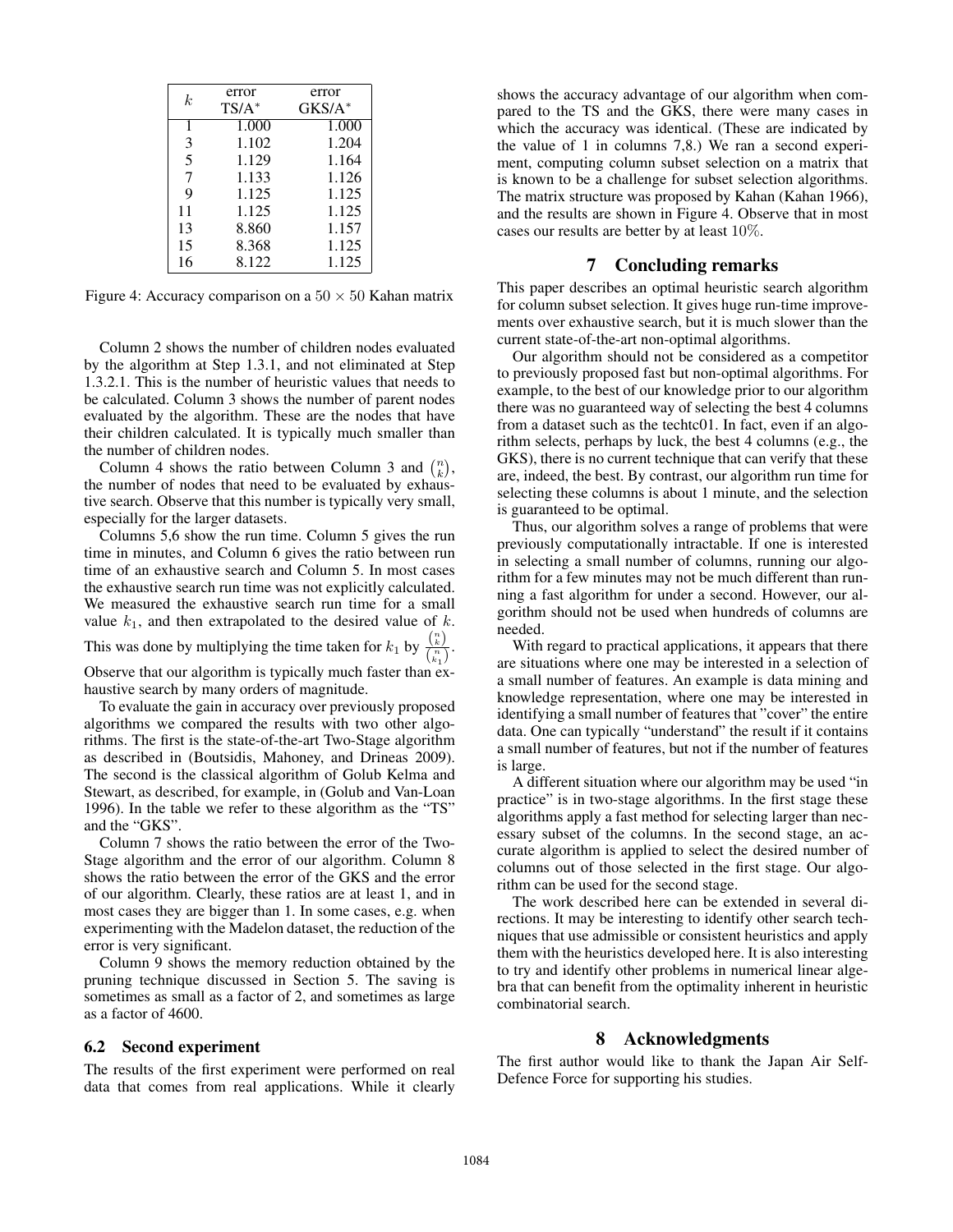| $k$ | error TS/A* | error GKS/A* |
|---|---|---|
| 1 | 1.000 | 1.000 |
| 3 | 1.102 | 1.204 |
| 5 | 1.129 | 1.164 |
| 7 | 1.133 | 1.126 |
| 9 | 1.125 | 1.125 |
| 11 | 1.125 | 1.125 |
| 13 | 8.860 | 1.157 |
| 15 | 8.368 | 1.125 |
| 16 | 8.122 | 1.125 |

Figure 4: Accuracy comparison on a $50 \times 50$ Kahan matrix

Column 2 shows the number of children nodes evaluated by the algorithm at Step 1.3.1, and not eliminated at Step 1.3.2.1. This is the number of heuristic values that needs to be calculated. Column 3 shows the number of parent nodes evaluated by the algorithm. These are the nodes that have their children calculated. It is typically much smaller than the number of children nodes.

Column 4 shows the ratio between Column 3 and $\binom{n}{k}$, the number of nodes that need to be evaluated by exhaustive search. Observe that this number is typically very small, especially for the larger datasets.

Columns 5,6 show the run time. Column 5 gives the run time in minutes, and Column 6 gives the ratio between run time of an exhaustive search and Column 5. In most cases the exhaustive search run time was not explicitly calculated. We measured the exhaustive search run time for a small value $k_1$, and then extrapolated to the desired value of $k$. This was done by multiplying the time taken for $k_1$ by $\frac{\binom{n}{k}}{\binom{n}{k_1}}$. Observe that our algorithm is typically much faster than exhaustive search by many orders of magnitude.

To evaluate the gain in accuracy over previously proposed algorithms we compared the results with two other algorithms. The first is the state-of-the-art Two-Stage algorithm as described in (Boutsidis, Mahoney, and Drineas 2009). The second is the classical algorithm of Golub Kelma and Stewart, as described, for example, in (Golub and Van-Loan 1996). In the table we refer to these algorithm as the "TS" and the "GKS".

Column 7 shows the ratio between the error of the Two-Stage algorithm and the error of our algorithm. Column 8 shows the ratio between the error of the GKS and the error of our algorithm. Clearly, these ratios are at least 1, and in most cases they are bigger than 1. In some cases, e.g. when experimenting with the Madelon dataset, the reduction of the error is very significant.

Column 9 shows the memory reduction obtained by the pruning technique discussed in Section 5. The saving is sometimes as small as a factor of 2, and sometimes as large as a factor of 4600.

### 6.2 Second experiment

The results of the first experiment were performed on real data that comes from real applications. While it clearly shows the accuracy advantage of our algorithm when compared to the TS and the GKS, there were many cases in which the accuracy was identical. (These are indicated by the value of 1 in columns 7,8.) We ran a second experiment, computing column subset selection on a matrix that is known to be a challenge for subset selection algorithms. The matrix structure was proposed by Kahan (Kahan 1966), and the results are shown in Figure 4. Observe that in most cases our results are better by at least $10\%$.

## 7 Concluding remarks

This paper describes an optimal heuristic search algorithm for column subset selection. It gives huge run-time improvements over exhaustive search, but it is much slower than the current state-of-the-art non-optimal algorithms.

Our algorithm should not be considered as a competitor to previously proposed fast but non-optimal algorithms. For example, to the best of our knowledge prior to our algorithm there was no guaranteed way of selecting the best 4 columns from a dataset such as the techtc01. In fact, even if an algorithm selects, perhaps by luck, the best 4 columns (e.g., the GKS), there is no current technique that can verify that these are, indeed, the best. By contrast, our algorithm run time for selecting these columns is about 1 minute, and the selection is guaranteed to be optimal.

Thus, our algorithm solves a range of problems that were previously computationally intractable. If one is interested in selecting a small number of columns, running our algorithm for a few minutes may not be much different than running a fast algorithm for under a second. However, our algorithm should not be used when hundreds of columns are needed.

With regard to practical applications, it appears that there are situations where one may be interested in a selection of a small number of features. An example is data mining and knowledge representation, where one may be interested in identifying a small number of features that "cover" the entire data. One can typically "understand" the result if it contains a small number of features, but not if the number of features is large.

A different situation where our algorithm may be used "in practice" is in two-stage algorithms. In the first stage these algorithms apply a fast method for selecting larger than necessary subset of the columns. In the second stage, an accurate algorithm is applied to select the desired number of columns out of those selected in the first stage. Our algorithm can be used for the second stage.

The work described here can be extended in several directions. It may be interesting to identify other search techniques that use admissible or consistent heuristics and apply them with the heuristics developed here. It is also interesting to try and identify other problems in numerical linear algebra that can benefit from the optimality inherent in heuristic combinatorial search.

## 8 Acknowledgments

The first author would like to thank the Japan Air Self-Defence Force for supporting his studies.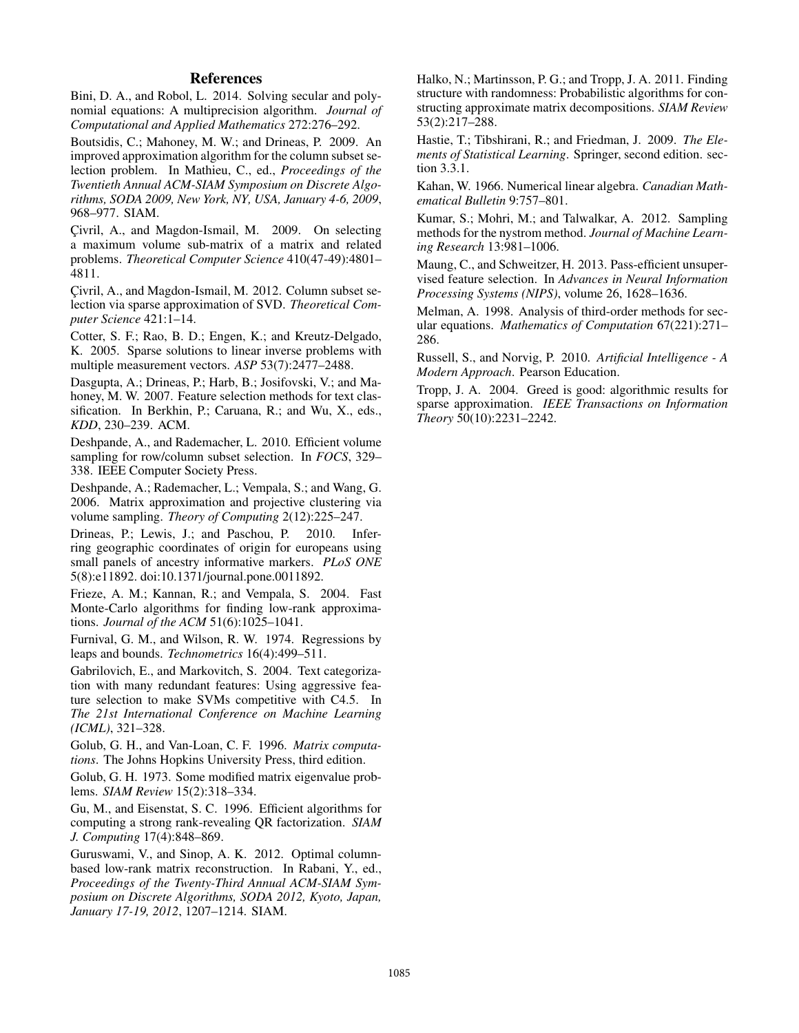## References

Bini, D. A., and Robol, L. 2014. Solving secular and polynomial equations: A multiprecision algorithm. *Journal of Computational and Applied Mathematics* 272:276–292.

Boutsidis, C.; Mahoney, M. W.; and Drineas, P. 2009. An improved approximation algorithm for the column subset selection problem. In Mathieu, C., ed., *Proceedings of the Twentieth Annual ACM-SIAM Symposium on Discrete Algorithms, SODA 2009, New York, NY, USA, January 4-6, 2009*, 968–977. SIAM.

Çivril, A., and Magdon-Ismail, M. 2009. On selecting a maximum volume sub-matrix of a matrix and related problems. *Theoretical Computer Science* 410(47-49):4801–4811.

Çivril, A., and Magdon-Ismail, M. 2012. Column subset selection via sparse approximation of SVD. *Theoretical Computer Science* 421:1–14.

Cotter, S. F.; Rao, B. D.; Engen, K.; and Kreutz-Delgado, K. 2005. Sparse solutions to linear inverse problems with multiple measurement vectors. *ASP* 53(7):2477–2488.

Dasgupta, A.; Drineas, P.; Harb, B.; Josifovski, V.; and Mahoney, M. W. 2007. Feature selection methods for text classification. In Berkhin, P.; Caruana, R.; and Wu, X., eds., *KDD*, 230–239. ACM.

Deshpande, A., and Rademacher, L. 2010. Efficient volume sampling for row/column subset selection. In *FOCS*, 329–338. IEEE Computer Society Press.

Deshpande, A.; Rademacher, L.; Vempala, S.; and Wang, G. 2006. Matrix approximation and projective clustering via volume sampling. *Theory of Computing* 2(12):225–247.

Drineas, P.; Lewis, J.; and Paschou, P. 2010. Inferring geographic coordinates of origin for europeans using small panels of ancestry informative markers. *PLoS ONE* 5(8):e11892. doi:10.1371/journal.pone.0011892.

Frieze, A. M.; Kannan, R.; and Vempala, S. 2004. Fast Monte-Carlo algorithms for finding low-rank approximations. *Journal of the ACM* 51(6):1025–1041.

Furnival, G. M., and Wilson, R. W. 1974. Regressions by leaps and bounds. *Technometrics* 16(4):499–511.

Gabrilovich, E., and Markovitch, S. 2004. Text categorization with many redundant features: Using aggressive feature selection to make SVMs competitive with C4.5. In *The 21st International Conference on Machine Learning (ICML)*, 321–328.

Golub, G. H., and Van-Loan, C. F. 1996. *Matrix computations*. The Johns Hopkins University Press, third edition.

Golub, G. H. 1973. Some modified matrix eigenvalue problems. *SIAM Review* 15(2):318–334.

Gu, M., and Eisenstat, S. C. 1996. Efficient algorithms for computing a strong rank-revealing QR factorization. *SIAM J. Computing* 17(4):848–869.

Guruswami, V., and Sinop, A. K. 2012. Optimal column-based low-rank matrix reconstruction. In Rabani, Y., ed., *Proceedings of the Twenty-Third Annual ACM-SIAM Symposium on Discrete Algorithms, SODA 2012, Kyoto, Japan, January 17-19, 2012*, 1207–1214. SIAM.

Halko, N.; Martinsson, P. G.; and Tropp, J. A. 2011. Finding structure with randomness: Probabilistic algorithms for constructing approximate matrix decompositions. *SIAM Review* 53(2):217–288.

Hastie, T.; Tibshirani, R.; and Friedman, J. 2009. *The Elements of Statistical Learning*. Springer, second edition. section 3.3.1.

Kahan, W. 1966. Numerical linear algebra. *Canadian Mathematical Bulletin* 9:757–801.

Kumar, S.; Mohri, M.; and Talwalkar, A. 2012. Sampling methods for the nystrom method. *Journal of Machine Learning Research* 13:981–1006.

Maung, C., and Schweitzer, H. 2013. Pass-efficient unsupervised feature selection. In *Advances in Neural Information Processing Systems (NIPS)*, volume 26, 1628–1636.

Melman, A. 1998. Analysis of third-order methods for secular equations. *Mathematics of Computation* 67(221):271–286.

Russell, S., and Norvig, P. 2010. *Artificial Intelligence - A Modern Approach*. Pearson Education.

Tropp, J. A. 2004. Greed is good: algorithmic results for sparse approximation. *IEEE Transactions on Information Theory* 50(10):2231–2242.